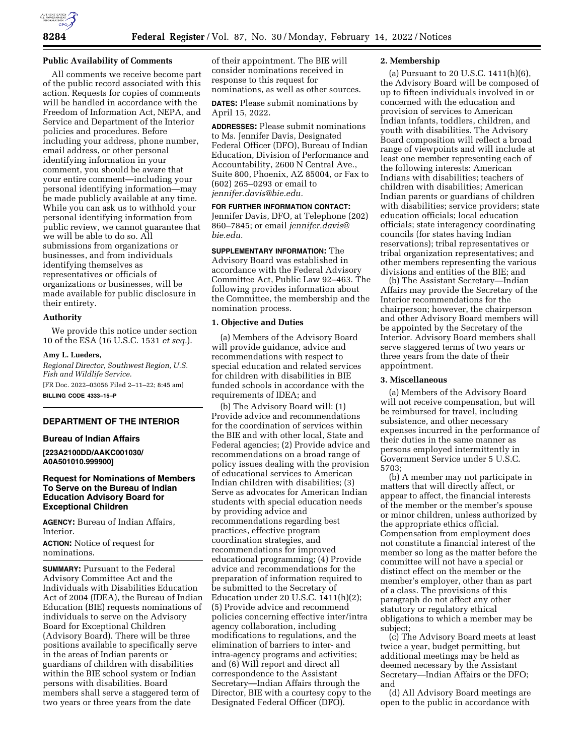## Public Availability of Comments

All comments we receive become part of the public record associated with this action. Requests for copies of comments will be handled in accordance with the Freedom of Information Act, NEPA, and Service and Department of the Interior policies and procedures. Before including your address, phone number, email address, or other personal identifying information in your comment, you should be aware that your entire comment—including your personal identifying information—may be made publicly available at any time. While you can ask us to withhold your personal identifying information from public review, we cannot guarantee that we will be able to do so. All submissions from organizations or businesses, and from individuals identifying themselves as representatives or officials of organizations or businesses, will be made available for public disclosure in their entirety.

## Authority

We provide this notice under section 10 of the ESA (16 U.S.C. 1531 *et seq.*).

**Amy L. Lueders,**

*Regional Director, Southwest Region, U.S. Fish and Wildlife Service.*

[FR Doc. 2022–03056 Filed 2–11–22; 8:45 am]

**BILLING CODE 4333–15–P**

# DEPARTMENT OF THE INTERIOR

## Bureau of Indian Affairs

**[223A2100DD/AAKC001030/A0A501010.999900]**

## Request for Nominations of Members To Serve on the Bureau of Indian Education Advisory Board for Exceptional Children

**AGENCY:** Bureau of Indian Affairs, Interior.

**ACTION:** Notice of request for nominations.

**SUMMARY:** Pursuant to the Federal Advisory Committee Act and the Individuals with Disabilities Education Act of 2004 (IDEA), the Bureau of Indian Education (BIE) requests nominations of individuals to serve on the Advisory Board for Exceptional Children (Advisory Board). There will be three positions available to specifically serve in the areas of Indian parents or guardians of children with disabilities within the BIE school system or Indian persons with disabilities. Board members shall serve a staggered term of two years or three years from the date of their appointment. The BIE will consider nominations received in response to this request for nominations, as well as other sources.

**DATES:** Please submit nominations by April 15, 2022.

**ADDRESSES:** Please submit nominations to Ms. Jennifer Davis, Designated Federal Officer (DFO), Bureau of Indian Education, Division of Performance and Accountability, 2600 N Central Ave., Suite 800, Phoenix, AZ 85004, or Fax to (602) 265–0293 or email to *jennifer.davis@bie.edu.*

**FOR FURTHER INFORMATION CONTACT:** Jennifer Davis, DFO, at Telephone (202) 860–7845; or email *jennifer.davis@bie.edu.*

**SUPPLEMENTARY INFORMATION:** The Advisory Board was established in accordance with the Federal Advisory Committee Act, Public Law 92–463. The following provides information about the Committee, the membership and the nomination process.

### 1. Objective and Duties

(a) Members of the Advisory Board will provide guidance, advice and recommendations with respect to special education and related services for children with disabilities in BIE funded schools in accordance with the requirements of IDEA; and

(b) The Advisory Board will: (1) Provide advice and recommendations for the coordination of services within the BIE and with other local, State and Federal agencies; (2) Provide advice and recommendations on a broad range of policy issues dealing with the provision of educational services to American Indian children with disabilities; (3) Serve as advocates for American Indian students with special education needs by providing advice and recommendations regarding best practices, effective program coordination strategies, and recommendations for improved educational programming; (4) Provide advice and recommendations for the preparation of information required to be submitted to the Secretary of Education under 20 U.S.C. 1411(h)(2); (5) Provide advice and recommend policies concerning effective inter/intra agency collaboration, including modifications to regulations, and the elimination of barriers to inter- and intra-agency programs and activities; and (6) Will report and direct all correspondence to the Assistant Secretary—Indian Affairs through the Director, BIE with a courtesy copy to the Designated Federal Officer (DFO).

### 2. Membership

(a) Pursuant to 20 U.S.C. 1411(h)(6), the Advisory Board will be composed of up to fifteen individuals involved in or concerned with the education and provision of services to American Indian infants, toddlers, children, and youth with disabilities. The Advisory Board composition will reflect a broad range of viewpoints and will include at least one member representing each of the following interests: American Indians with disabilities; teachers of children with disabilities; American Indian parents or guardians of children with disabilities; service providers; state education officials; local education officials; state interagency coordinating councils (for states having Indian reservations); tribal representatives or tribal organization representatives; and other members representing the various divisions and entities of the BIE; and

(b) The Assistant Secretary—Indian Affairs may provide the Secretary of the Interior recommendations for the chairperson; however, the chairperson and other Advisory Board members will be appointed by the Secretary of the Interior. Advisory Board members shall serve staggered terms of two years or three years from the date of their appointment.

### 3. Miscellaneous

(a) Members of the Advisory Board will not receive compensation, but will be reimbursed for travel, including subsistence, and other necessary expenses incurred in the performance of their duties in the same manner as persons employed intermittently in Government Service under 5 U.S.C. 5703;

(b) A member may not participate in matters that will directly affect, or appear to affect, the financial interests of the member or the member's spouse or minor children, unless authorized by the appropriate ethics official. Compensation from employment does not constitute a financial interest of the member so long as the matter before the committee will not have a special or distinct effect on the member or the member's employer, other than as part of a class. The provisions of this paragraph do not affect any other statutory or regulatory ethical obligations to which a member may be subject;

(c) The Advisory Board meets at least twice a year, budget permitting, but additional meetings may be held as deemed necessary by the Assistant Secretary—Indian Affairs or the DFO; and

(d) All Advisory Board meetings are open to the public in accordance with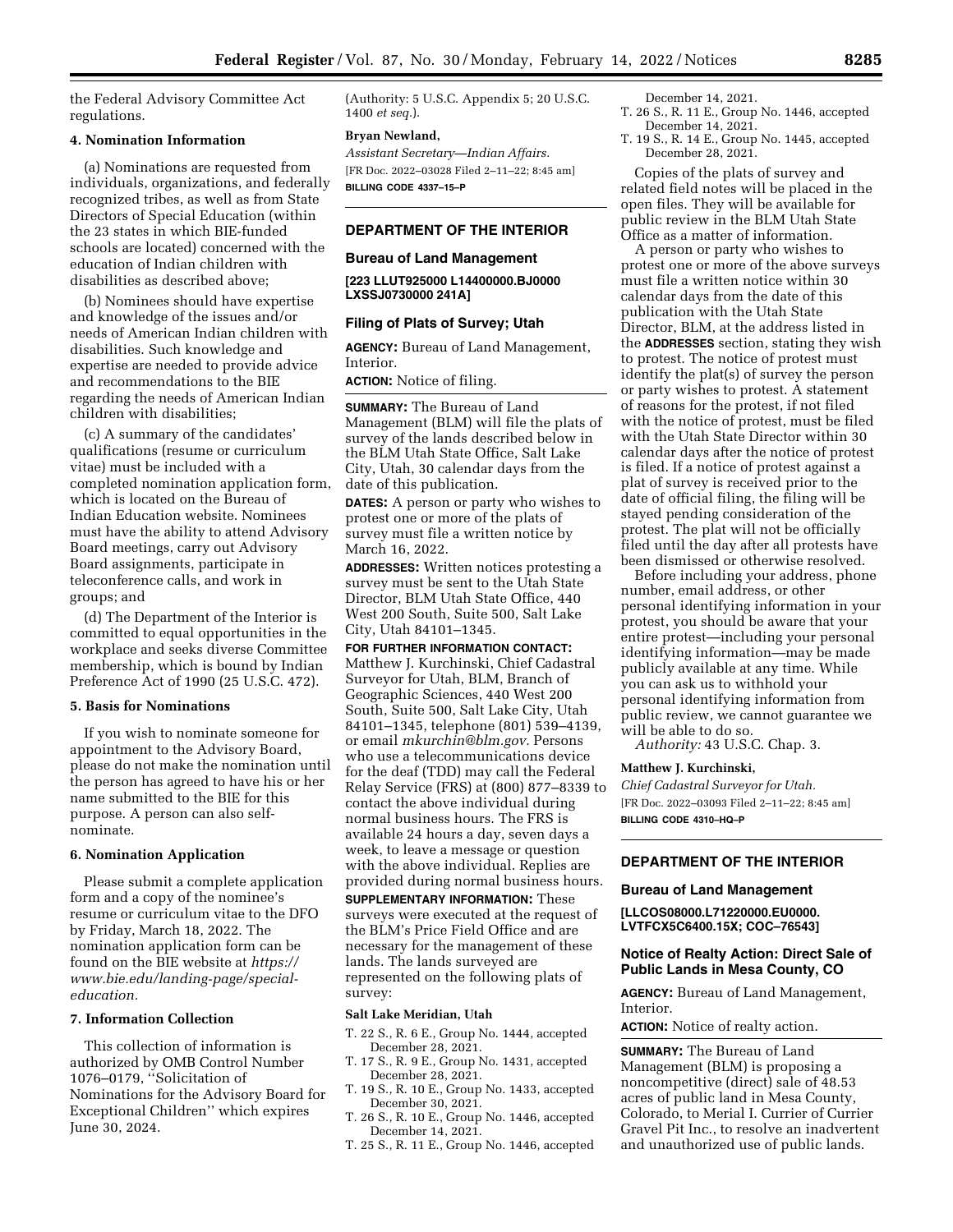the Federal Advisory Committee Act regulations.

**4. Nomination Information**

(a) Nominations are requested from individuals, organizations, and federally recognized tribes, as well as from State Directors of Special Education (within the 23 states in which BIE-funded schools are located) concerned with the education of Indian children with disabilities as described above;

(b) Nominees should have expertise and knowledge of the issues and/or needs of American Indian children with disabilities. Such knowledge and expertise are needed to provide advice and recommendations to the BIE regarding the needs of American Indian children with disabilities;

(c) A summary of the candidates' qualifications (resume or curriculum vitae) must be included with a completed nomination application form, which is located on the Bureau of Indian Education website. Nominees must have the ability to attend Advisory Board meetings, carry out Advisory Board assignments, participate in teleconference calls, and work in groups; and

(d) The Department of the Interior is committed to equal opportunities in the workplace and seeks diverse Committee membership, which is bound by Indian Preference Act of 1990 (25 U.S.C. 472).

**5. Basis for Nominations**

If you wish to nominate someone for appointment to the Advisory Board, please do not make the nomination until the person has agreed to have his or her name submitted to the BIE for this purpose. A person can also self-nominate.

**6. Nomination Application**

Please submit a complete application form and a copy of the nominee's resume or curriculum vitae to the DFO by Friday, March 18, 2022. The nomination application form can be found on the BIE website at *https://www.bie.edu/landing-page/special-education.*

**7. Information Collection**

This collection of information is authorized by OMB Control Number 1076–0179, ''Solicitation of Nominations for the Advisory Board for Exceptional Children'' which expires June 30, 2024.

(Authority: 5 U.S.C. Appendix 5; 20 U.S.C. 1400 *et seq.*).

**Bryan Newland,**

*Assistant Secretary—Indian Affairs.*

[FR Doc. 2022–03028 Filed 2–11–22; 8:45 am]

**BILLING CODE 4337–15–P**

---

## DEPARTMENT OF THE INTERIOR

### Bureau of Land Management

**[223 LLUT925000 L14400000.BJ0000 LXSSJ0730000 241A]**

### Filing of Plats of Survey; Utah

**AGENCY:** Bureau of Land Management, Interior.

**ACTION:** Notice of filing.

**SUMMARY:** The Bureau of Land Management (BLM) will file the plats of survey of the lands described below in the BLM Utah State Office, Salt Lake City, Utah, 30 calendar days from the date of this publication.

**DATES:** A person or party who wishes to protest one or more of the plats of survey must file a written notice by March 16, 2022.

**ADDRESSES:** Written notices protesting a survey must be sent to the Utah State Director, BLM Utah State Office, 440 West 200 South, Suite 500, Salt Lake City, Utah 84101–1345.

**FOR FURTHER INFORMATION CONTACT:** Matthew J. Kurchinski, Chief Cadastral Surveyor for Utah, BLM, Branch of Geographic Sciences, 440 West 200 South, Suite 500, Salt Lake City, Utah 84101–1345, telephone (801) 539–4139, or email *mkurchin@blm.gov.* Persons who use a telecommunications device for the deaf (TDD) may call the Federal Relay Service (FRS) at (800) 877–8339 to contact the above individual during normal business hours. The FRS is available 24 hours a day, seven days a week, to leave a message or question with the above individual. Replies are provided during normal business hours.

**SUPPLEMENTARY INFORMATION:** These surveys were executed at the request of the BLM's Price Field Office and are necessary for the management of these lands. The lands surveyed are represented on the following plats of survey:

**Salt Lake Meridian, Utah**

- T. 22 S., R. 6 E., Group No. 1444, accepted December 28, 2021.
- T. 17 S., R. 9 E., Group No. 1431, accepted December 28, 2021.
- T. 19 S., R. 10 E., Group No. 1433, accepted December 30, 2021.
- T. 26 S., R. 10 E., Group No. 1446, accepted December 14, 2021.
- T. 25 S., R. 11 E., Group No. 1446, accepted December 14, 2021.
- T. 26 S., R. 11 E., Group No. 1446, accepted December 14, 2021.
- T. 19 S., R. 14 E., Group No. 1445, accepted December 28, 2021.

Copies of the plats of survey and related field notes will be placed in the open files. They will be available for public review in the BLM Utah State Office as a matter of information.

A person or party who wishes to protest one or more of the above surveys must file a written notice within 30 calendar days from the date of this publication with the Utah State Director, BLM, at the address listed in the **ADDRESSES** section, stating they wish to protest. The notice of protest must identify the plat(s) of survey the person or party wishes to protest. A statement of reasons for the protest, if not filed with the notice of protest, must be filed with the Utah State Director within 30 calendar days after the notice of protest is filed. If a notice of protest against a plat of survey is received prior to the date of official filing, the filing will be stayed pending consideration of the protest. The plat will not be officially filed until the day after all protests have been dismissed or otherwise resolved.

Before including your address, phone number, email address, or other personal identifying information in your protest, you should be aware that your entire protest—including your personal identifying information—may be made publicly available at any time. While you can ask us to withhold your personal identifying information from public review, we cannot guarantee we will be able to do so.

*Authority:* 43 U.S.C. Chap. 3.

**Matthew J. Kurchinski,**

*Chief Cadastral Surveyor for Utah.*

[FR Doc. 2022–03093 Filed 2–11–22; 8:45 am]

**BILLING CODE 4310–HQ–P**

---

## DEPARTMENT OF THE INTERIOR

### Bureau of Land Management

**[LLCOS08000.L71220000.EU0000. LVTFCX5C6400.15X; COC–76543]**

### Notice of Realty Action: Direct Sale of Public Lands in Mesa County, CO

**AGENCY:** Bureau of Land Management, Interior.

**ACTION:** Notice of realty action.

**SUMMARY:** The Bureau of Land Management (BLM) is proposing a noncompetitive (direct) sale of 48.53 acres of public land in Mesa County, Colorado, to Merial I. Currier of Currier Gravel Pit Inc., to resolve an inadvertent and unauthorized use of public lands.